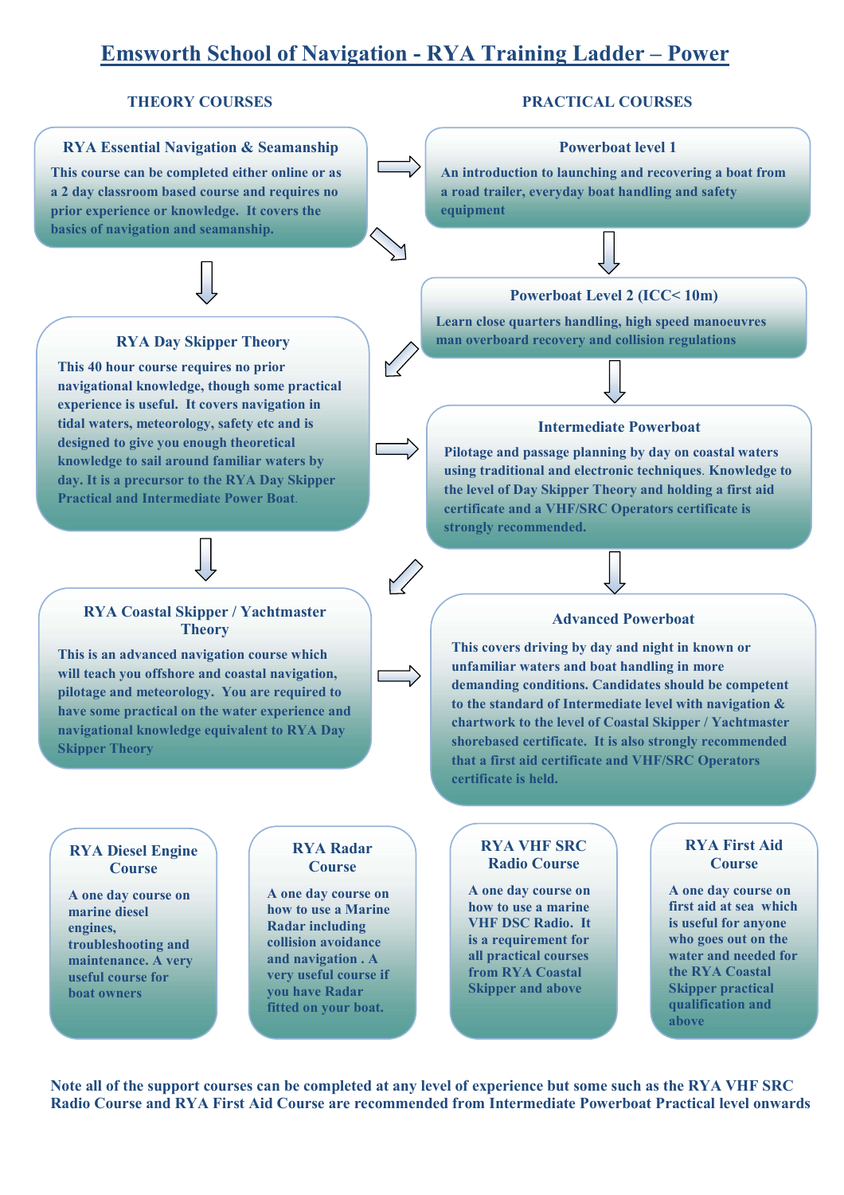# Emsworth School of Navigation - RYA Training Ladder – Power

## THEORY COURSES

### RYA Essential Navigation & Seamanship

This course can be completed either online or as a 2 day classroom based course and requires no prior experience or knowledge. It covers the basics of navigation and seamanship.

### RYA Day Skipper Theory

This 40 hour course requires no prior navigational knowledge, though some practical experience is useful. It covers navigation in tidal waters, meteorology, safety etc and is designed to give you enough theoretical knowledge to sail around familiar waters by day. It is a precursor to the RYA Day Skipper Practical and Intermediate Power Boat.

### RYA Coastal Skipper / Yachtmaster Theory

This is an advanced navigation course which will teach you offshore and coastal navigation, pilotage and meteorology. You are required to have some practical on the water experience and navigational knowledge equivalent to RYA Day Skipper Theory

## PRACTICAL COURSES

### Powerboat level 1

An introduction to launching and recovering a boat from a road trailer, everyday boat handling and safety equipment

### Powerboat Level 2 (ICC< 10m)

Learn close quarters handling, high speed manoeuvres man overboard recovery and collision regulations

### Intermediate Powerboat

Pilotage and passage planning by day on coastal waters using traditional and electronic techniques. Knowledge to the level of Day Skipper Theory and holding a first aid certificate and a VHF/SRC Operators certificate is strongly recommended.

### Advanced Powerboat

This covers driving by day and night in known or unfamiliar waters and boat handling in more demanding conditions. Candidates should be competent to the standard of Intermediate level with navigation & chartwork to the level of Coastal Skipper / Yachtmaster shorebased certificate. It is also strongly recommended that a first aid certificate and VHF/SRC Operators certificate is held.

## SUPPORT COURSES

### RYA Diesel Engine Course

A one day course on marine diesel engines, troubleshooting and maintenance. A very useful course for boat owners

### RYA Radar Course

A one day course on how to use a Marine Radar including collision avoidance and navigation . A very useful course if you have Radar fitted on your boat.

### RYA VHF SRC Radio Course

A one day course on how to use a marine VHF DSC Radio. It is a requirement for all practical courses from RYA Coastal Skipper and above

### RYA First Aid Course

A one day course on first aid at sea which is useful for anyone who goes out on the water and needed for the RYA Coastal Skipper practical qualification and above

**Note all of the support courses can be completed at any level of experience but some such as the RYA VHF SRC Radio Course and RYA First Aid Course are recommended from Intermediate Powerboat Practical level onwards**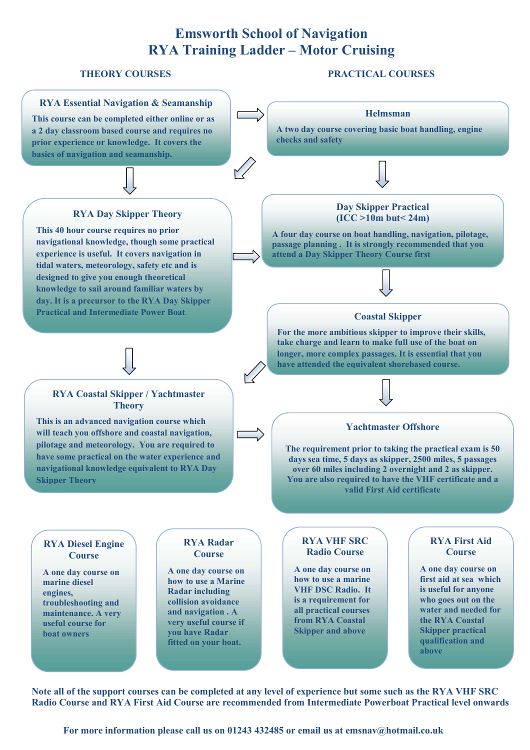# Emsworth School of Navigation
# RYA Training Ladder – Motor Cruising

## THEORY COURSES

### RYA Essential Navigation & Seamanship

This course can be completed either online or as a 2 day classroom based course and requires no prior experience or knowledge. It covers the basics of navigation and seamanship.

### RYA Day Skipper Theory

This 40 hour course requires no prior navigational knowledge, though some practical experience is useful. It covers navigation in tidal waters, meteorology, safety etc and is designed to give you enough theoretical knowledge to sail around familiar waters by day. It is a precursor to the RYA Day Skipper Practical and Intermediate Power Boat.

### RYA Coastal Skipper / Yachtmaster Theory

This is an advanced navigation course which will teach you offshore and coastal navigation, pilotage and meteorology. You are required to have some practical on the water experience and navigational knowledge equivalent to RYA Day Skipper Theory

## PRACTICAL COURSES

### Helmsman

A two day course covering basic boat handling, engine checks and safety

### Day Skipper Practical (ICC >10m but< 24m)

A four day course on boat handling, navigation, pilotage, passage planning . It is strongly recommended that you attend a Day Skipper Theory Course first

### Coastal Skipper

For the more ambitious skipper to improve their skills, take charge and learn to make full use of the boat on longer, more complex passages. It is essential that you have attended the equivalent shorebased course.

### Yachtmaster Offshore

The requirement prior to taking the practical exam is 50 days sea time, 5 days as skipper, 2500 miles, 5 passages over 60 miles including 2 overnight and 2 as skipper. You are also required to have the VHF certificate and a valid First Aid certificate

### RYA Diesel Engine Course

A one day course on marine diesel engines, troubleshooting and maintenance. A very useful course for boat owners

### RYA Radar Course

A one day course on how to use a Marine Radar including collision avoidance and navigation . A very useful course if you have Radar fitted on your boat.

### RYA VHF SRC Radio Course

A one day course on how to use a marine VHF DSC Radio. It is a requirement for all practical courses from RYA Coastal Skipper and above

### RYA First Aid Course

A one day course on first aid at sea which is useful for anyone who goes out on the water and needed for the RYA Coastal Skipper practical qualification and above

**Note all of the support courses can be completed at any level of experience but some such as the RYA VHF SRC Radio Course and RYA First Aid Course are recommended from Intermediate Powerboat Practical level onwards**

**For more information please call us on 01243 432485 or email us at emsnav@hotmail.co.uk**